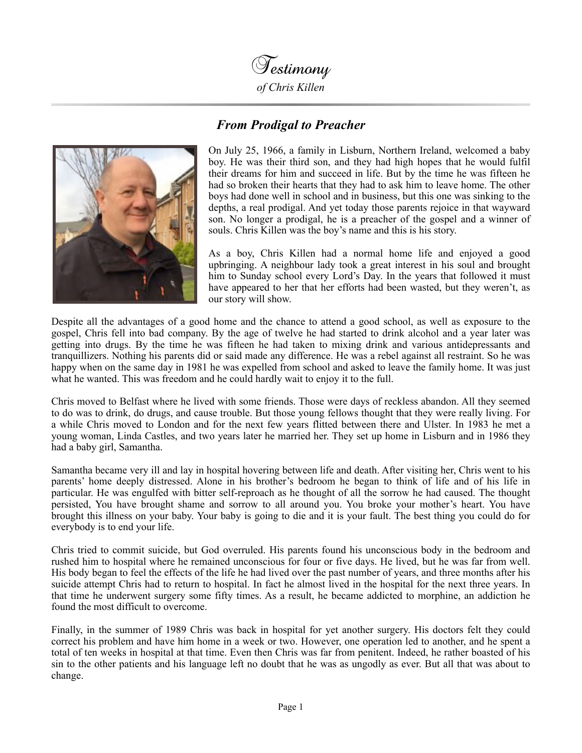# Testimony

*of Chris Killen*

## *From Prodigal to Preacher*

On July 25, 1966, a family in Lisburn, Northern Ireland, welcomed a baby boy. He was their third son, and they had high hopes that he would fulfil their dreams for him and succeed in life. But by the time he was fifteen he had so broken their hearts that they had to ask him to leave home. The other boys had done well in school and in business, but this one was sinking to the depths, a real prodigal. And yet today those parents rejoice in that wayward son. No longer a prodigal, he is a preacher of the gospel and a winner of souls. Chris Killen was the boy's name and this is his story.

As a boy, Chris Killen had a normal home life and enjoyed a good upbringing. A neighbour lady took a great interest in his soul and brought him to Sunday school every Lord's Day. In the years that followed it must have appeared to her that her efforts had been wasted, but they weren't, as our story will show.

Despite all the advantages of a good home and the chance to attend a good school, as well as exposure to the gospel, Chris fell into bad company. By the age of twelve he had started to drink alcohol and a year later was getting into drugs. By the time he was fifteen he had taken to mixing drink and various antidepressants and tranquillizers. Nothing his parents did or said made any difference. He was a rebel against all restraint. So he was happy when on the same day in 1981 he was expelled from school and asked to leave the family home. It was just what he wanted. This was freedom and he could hardly wait to enjoy it to the full.

Chris moved to Belfast where he lived with some friends. Those were days of reckless abandon. All they seemed to do was to drink, do drugs, and cause trouble. But those young fellows thought that they were really living. For a while Chris moved to London and for the next few years flitted between there and Ulster. In 1983 he met a young woman, Linda Castles, and two years later he married her. They set up home in Lisburn and in 1986 they had a baby girl, Samantha.

Samantha became very ill and lay in hospital hovering between life and death. After visiting her, Chris went to his parents' home deeply distressed. Alone in his brother's bedroom he began to think of life and of his life in particular. He was engulfed with bitter self-reproach as he thought of all the sorrow he had caused. The thought persisted, You have brought shame and sorrow to all around you. You broke your mother's heart. You have brought this illness on your baby. Your baby is going to die and it is your fault. The best thing you could do for everybody is to end your life.

Chris tried to commit suicide, but God overruled. His parents found his unconscious body in the bedroom and rushed him to hospital where he remained unconscious for four or five days. He lived, but he was far from well. His body began to feel the effects of the life he had lived over the past number of years, and three months after his suicide attempt Chris had to return to hospital. In fact he almost lived in the hospital for the next three years. In that time he underwent surgery some fifty times. As a result, he became addicted to morphine, an addiction he found the most difficult to overcome.

Finally, in the summer of 1989 Chris was back in hospital for yet another surgery. His doctors felt they could correct his problem and have him home in a week or two. However, one operation led to another, and he spent a total of ten weeks in hospital at that time. Even then Chris was far from penitent. Indeed, he rather boasted of his sin to the other patients and his language left no doubt that he was as ungodly as ever. But all that was about to change.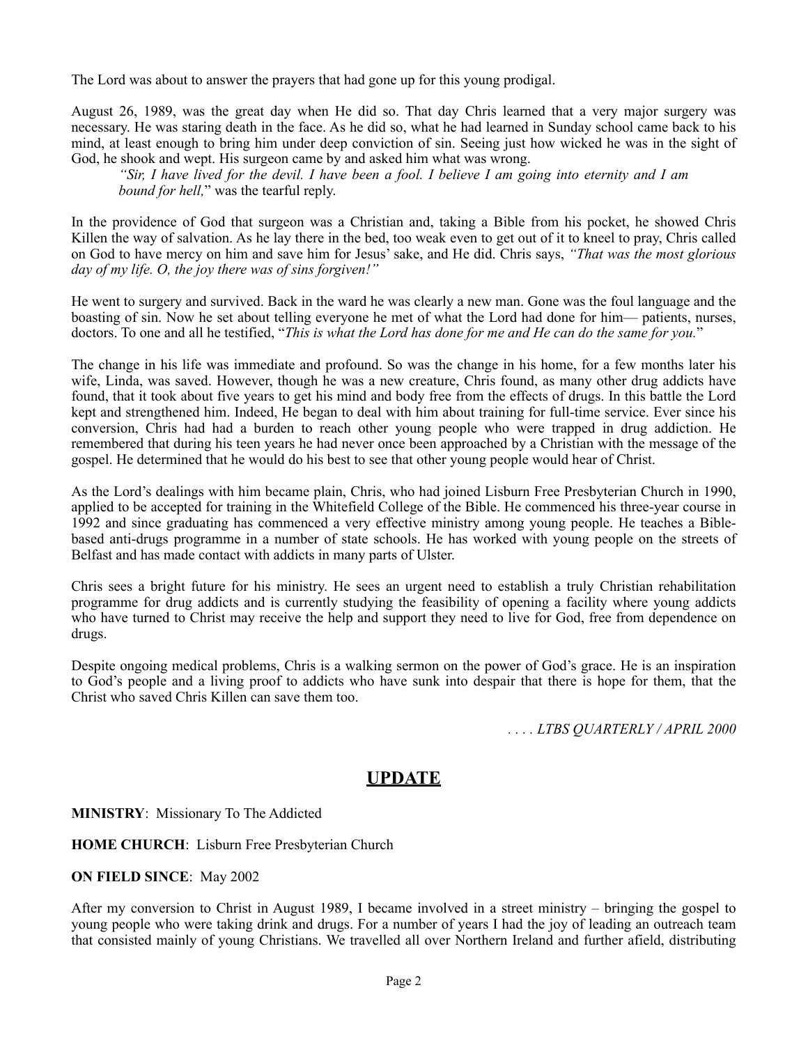The Lord was about to answer the prayers that had gone up for this young prodigal.

August 26, 1989, was the great day when He did so. That day Chris learned that a very major surgery was necessary. He was staring death in the face. As he did so, what he had learned in Sunday school came back to his mind, at least enough to bring him under deep conviction of sin. Seeing just how wicked he was in the sight of God, he shook and wept. His surgeon came by and asked him what was wrong.

> *"Sir, I have lived for the devil. I have been a fool. I believe I am going into eternity and I am bound for hell,*" was the tearful reply.

In the providence of God that surgeon was a Christian and, taking a Bible from his pocket, he showed Chris Killen the way of salvation. As he lay there in the bed, too weak even to get out of it to kneel to pray, Chris called on God to have mercy on him and save him for Jesus' sake, and He did. Chris says, *"That was the most glorious day of my life. O, the joy there was of sins forgiven!"*

He went to surgery and survived. Back in the ward he was clearly a new man. Gone was the foul language and the boasting of sin. Now he set about telling everyone he met of what the Lord had done for him— patients, nurses, doctors. To one and all he testified, "*This is what the Lord has done for me and He can do the same for you.*"

The change in his life was immediate and profound. So was the change in his home, for a few months later his wife, Linda, was saved. However, though he was a new creature, Chris found, as many other drug addicts have found, that it took about five years to get his mind and body free from the effects of drugs. In this battle the Lord kept and strengthened him. Indeed, He began to deal with him about training for full-time service. Ever since his conversion, Chris had had a burden to reach other young people who were trapped in drug addiction. He remembered that during his teen years he had never once been approached by a Christian with the message of the gospel. He determined that he would do his best to see that other young people would hear of Christ.

As the Lord's dealings with him became plain, Chris, who had joined Lisburn Free Presbyterian Church in 1990, applied to be accepted for training in the Whitefield College of the Bible. He commenced his three-year course in 1992 and since graduating has commenced a very effective ministry among young people. He teaches a Bible-based anti-drugs programme in a number of state schools. He has worked with young people on the streets of Belfast and has made contact with addicts in many parts of Ulster.

Chris sees a bright future for his ministry. He sees an urgent need to establish a truly Christian rehabilitation programme for drug addicts and is currently studying the feasibility of opening a facility where young addicts who have turned to Christ may receive the help and support they need to live for God, free from dependence on drugs.

Despite ongoing medical problems, Chris is a walking sermon on the power of God's grace. He is an inspiration to God's people and a living proof to addicts who have sunk into despair that there is hope for them, that the Christ who saved Chris Killen can save them too.

*. . . . LTBS QUARTERLY / APRIL 2000*

## UPDATE

**MINISTRY**: Missionary To The Addicted

**HOME CHURCH**: Lisburn Free Presbyterian Church

**ON FIELD SINCE**: May 2002

After my conversion to Christ in August 1989, I became involved in a street ministry – bringing the gospel to young people who were taking drink and drugs. For a number of years I had the joy of leading an outreach team that consisted mainly of young Christians. We travelled all over Northern Ireland and further afield, distributing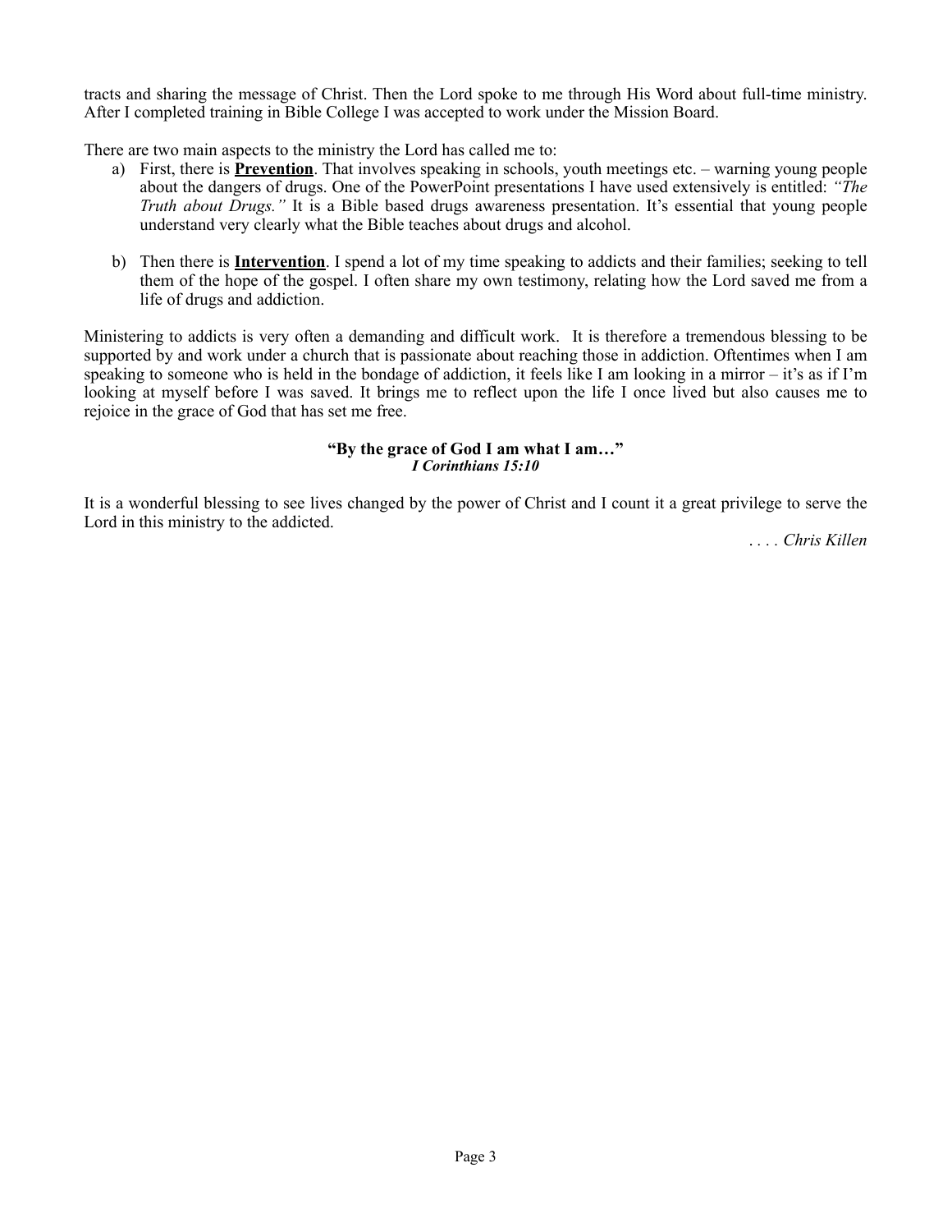tracts and sharing the message of Christ. Then the Lord spoke to me through His Word about full-time ministry. After I completed training in Bible College I was accepted to work under the Mission Board.

There are two main aspects to the ministry the Lord has called me to:

a) First, there is **<u>Prevention</u>**. That involves speaking in schools, youth meetings etc. – warning young people about the dangers of drugs. One of the PowerPoint presentations I have used extensively is entitled: *"The Truth about Drugs."* It is a Bible based drugs awareness presentation. It's essential that young people understand very clearly what the Bible teaches about drugs and alcohol.

b) Then there is **<u>Intervention</u>**. I spend a lot of my time speaking to addicts and their families; seeking to tell them of the hope of the gospel. I often share my own testimony, relating how the Lord saved me from a life of drugs and addiction.

Ministering to addicts is very often a demanding and difficult work. It is therefore a tremendous blessing to be supported by and work under a church that is passionate about reaching those in addiction. Oftentimes when I am speaking to someone who is held in the bondage of addiction, it feels like I am looking in a mirror – it's as if I'm looking at myself before I was saved. It brings me to reflect upon the life I once lived but also causes me to rejoice in the grace of God that has set me free.

**"By the grace of God I am what I am…"**
***I Corinthians 15:10***

It is a wonderful blessing to see lives changed by the power of Christ and I count it a great privilege to serve the Lord in this ministry to the addicted.

. . . . *Chris Killen*